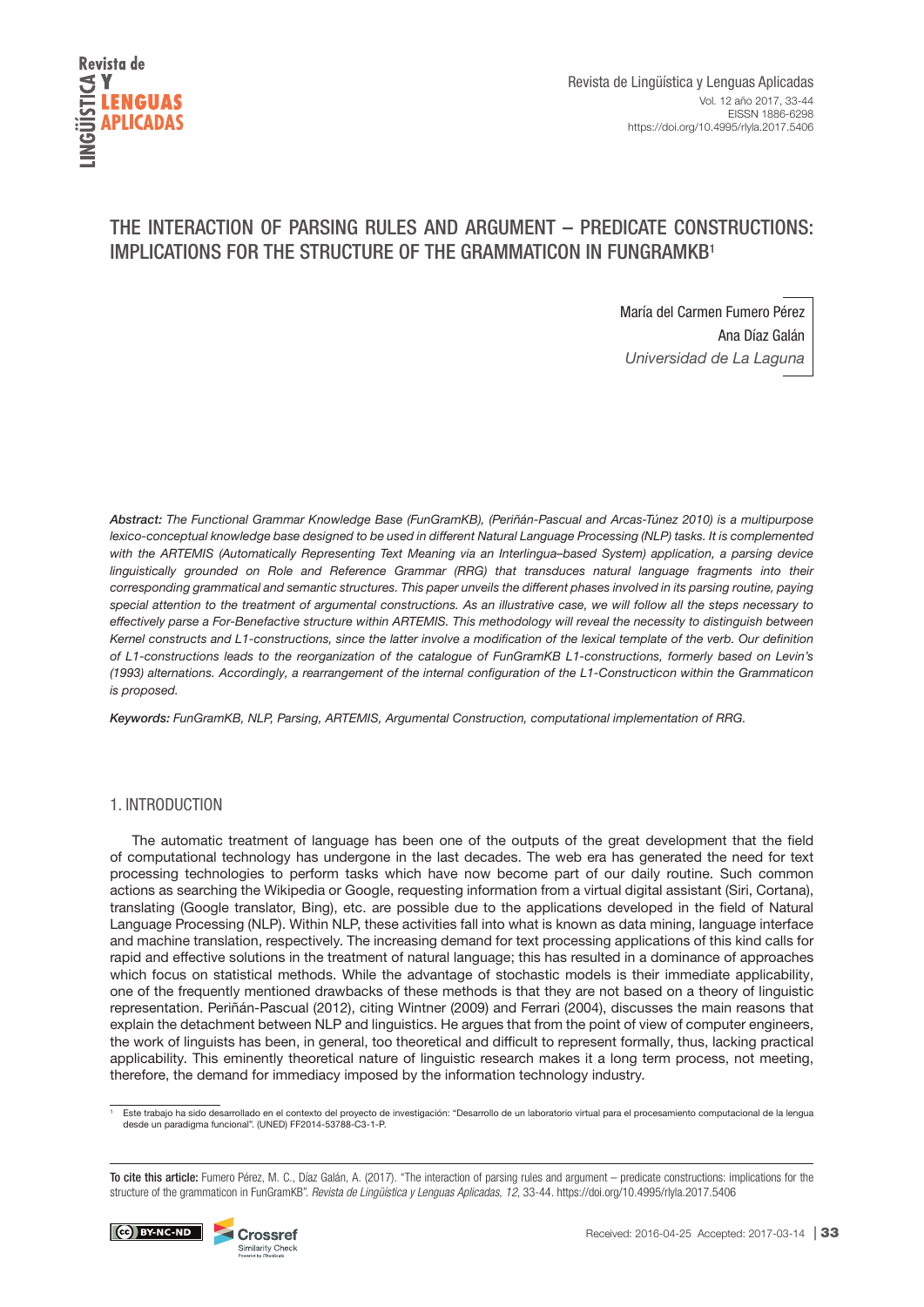# THE INTERACTION OF PARSING RULES AND ARGUMENT – PREDICATE CONSTRUCTIONS: IMPLICATIONS FOR THE STRUCTURE OF THE GRAMMATICON IN FUNGRAMKB[1]

María del Carmen Fumero Pérez
Ana Díaz Galán
*Universidad de La Laguna*

***Abstract:*** *The Functional Grammar Knowledge Base (FunGramKB), (Periñán-Pascual and Arcas-Túnez 2010) is a multipurpose lexico-conceptual knowledge base designed to be used in different Natural Language Processing (NLP) tasks. It is complemented with the ARTEMIS (Automatically Representing Text Meaning via an Interlingua–based System) application, a parsing device linguistically grounded on Role and Reference Grammar (RRG) that transduces natural language fragments into their corresponding grammatical and semantic structures. This paper unveils the different phases involved in its parsing routine, paying special attention to the treatment of argumental constructions. As an illustrative case, we will follow all the steps necessary to effectively parse a For-Benefactive structure within ARTEMIS. This methodology will reveal the necessity to distinguish between Kernel constructs and L1-constructions, since the latter involve a modification of the lexical template of the verb. Our definition of L1-constructions leads to the reorganization of the catalogue of FunGramKB L1-constructions, formerly based on Levin's (1993) alternations. Accordingly, a rearrangement of the internal configuration of the L1-Constructicon within the Grammaticon is proposed.*

***Keywords:*** *FunGramKB, NLP, Parsing, ARTEMIS, Argumental Construction, computational implementation of RRG.*

## 1. INTRODUCTION

The automatic treatment of language has been one of the outputs of the great development that the field of computational technology has undergone in the last decades. The web era has generated the need for text processing technologies to perform tasks which have now become part of our daily routine. Such common actions as searching the Wikipedia or Google, requesting information from a virtual digital assistant (Siri, Cortana), translating (Google translator, Bing), etc. are possible due to the applications developed in the field of Natural Language Processing (NLP). Within NLP, these activities fall into what is known as data mining, language interface and machine translation, respectively. The increasing demand for text processing applications of this kind calls for rapid and effective solutions in the treatment of natural language; this has resulted in a dominance of approaches which focus on statistical methods. While the advantage of stochastic models is their immediate applicability, one of the frequently mentioned drawbacks of these methods is that they are not based on a theory of linguistic representation. Periñán-Pascual (2012), citing Wintner (2009) and Ferrari (2004), discusses the main reasons that explain the detachment between NLP and linguistics. He argues that from the point of view of computer engineers, the work of linguists has been, in general, too theoretical and difficult to represent formally, thus, lacking practical applicability. This eminently theoretical nature of linguistic research makes it a long term process, not meeting, therefore, the demand for immediacy imposed by the information technology industry.

[1] Este trabajo ha sido desarrollado en el contexto del proyecto de investigación: "Desarrollo de un laboratorio virtual para el procesamiento computacional de la lengua desde un paradigma funcional". (UNED) FF2014-53788-C3-1-P.

**To cite this article:** Fumero Pérez, M. C., Díaz Galán, A. (2017). "The interaction of parsing rules and argument – predicate constructions: implications for the structure of the grammaticon in FunGramKB". *Revista de Lingüística y Lenguas Aplicadas, 12*, 33-44. https://doi.org/10.4995/rlyla.2017.5406

Received: 2016-04-25 Accepted: 2017-03-14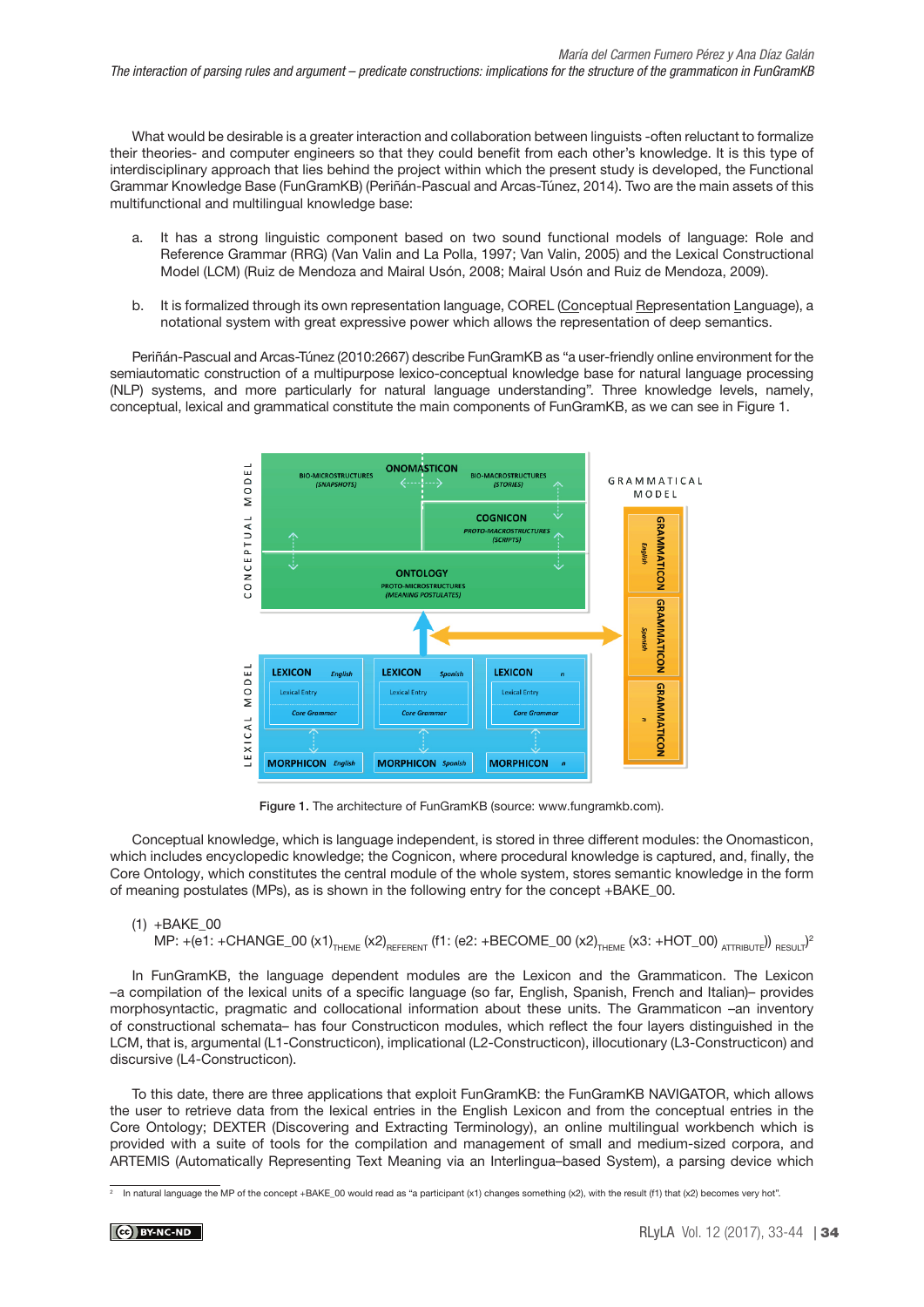What would be desirable is a greater interaction and collaboration between linguists -often reluctant to formalize their theories- and computer engineers so that they could benefit from each other's knowledge. It is this type of interdisciplinary approach that lies behind the project within which the present study is developed, the Functional Grammar Knowledge Base (FunGramKB) (Periñán-Pascual and Arcas-Túnez, 2014). Two are the main assets of this multifunctional and multilingual knowledge base:

a. It has a strong linguistic component based on two sound functional models of language: Role and Reference Grammar (RRG) (Van Valin and La Polla, 1997; Van Valin, 2005) and the Lexical Constructional Model (LCM) (Ruiz de Mendoza and Mairal Usón, 2008; Mairal Usón and Ruiz de Mendoza, 2009).

b. It is formalized through its own representation language, COREL (Conceptual Representation Language), a notational system with great expressive power which allows the representation of deep semantics.

Periñán-Pascual and Arcas-Túnez (2010:2667) describe FunGramKB as "a user-friendly online environment for the semiautomatic construction of a multipurpose lexico-conceptual knowledge base for natural language processing (NLP) systems, and more particularly for natural language understanding". Three knowledge levels, namely, conceptual, lexical and grammatical constitute the main components of FunGramKB, as we can see in Figure 1.

Figure 1. The architecture of FunGramKB (source: www.fungramkb.com).

Conceptual knowledge, which is language independent, is stored in three different modules: the Onomasticon, which includes encyclopedic knowledge; the Cognicon, where procedural knowledge is captured, and, finally, the Core Ontology, which constitutes the central module of the whole system, stores semantic knowledge in the form of meaning postulates (MPs), as is shown in the following entry for the concept +BAKE_00.

(1) +BAKE_00
MP: +(e1: +CHANGE_00 $(x1)_{THEME}$ $(x2)_{REFERENT}$ (f1: (e2: +BECOME_00 $(x2)_{THEME}$ (x3: +HOT_00) $_{ATTRIBUTE}$)) $_{RESULT}$)[2]

In FunGramKB, the language dependent modules are the Lexicon and the Grammaticon. The Lexicon –a compilation of the lexical units of a specific language (so far, English, Spanish, French and Italian)– provides morphosyntactic, pragmatic and collocational information about these units. The Grammaticon –an inventory of constructional schemata– has four Constructicon modules, which reflect the four layers distinguished in the LCM, that is, argumental (L1-Constructicon), implicational (L2-Constructicon), illocutionary (L3-Constructicon) and discursive (L4-Constructicon).

To this date, there are three applications that exploit FunGramKB: the FunGramKB NAVIGATOR, which allows the user to retrieve data from the lexical entries in the English Lexicon and from the conceptual entries in the Core Ontology; DEXTER (Discovering and Extracting Terminology), an online multilingual workbench which is provided with a suite of tools for the compilation and management of small and medium-sized corpora, and ARTEMIS (Automatically Representing Text Meaning via an Interlingua–based System), a parsing device which

[2] In natural language the MP of the concept +BAKE_00 would read as "a participant (x1) changes something (x2), with the result (f1) that (x2) becomes very hot".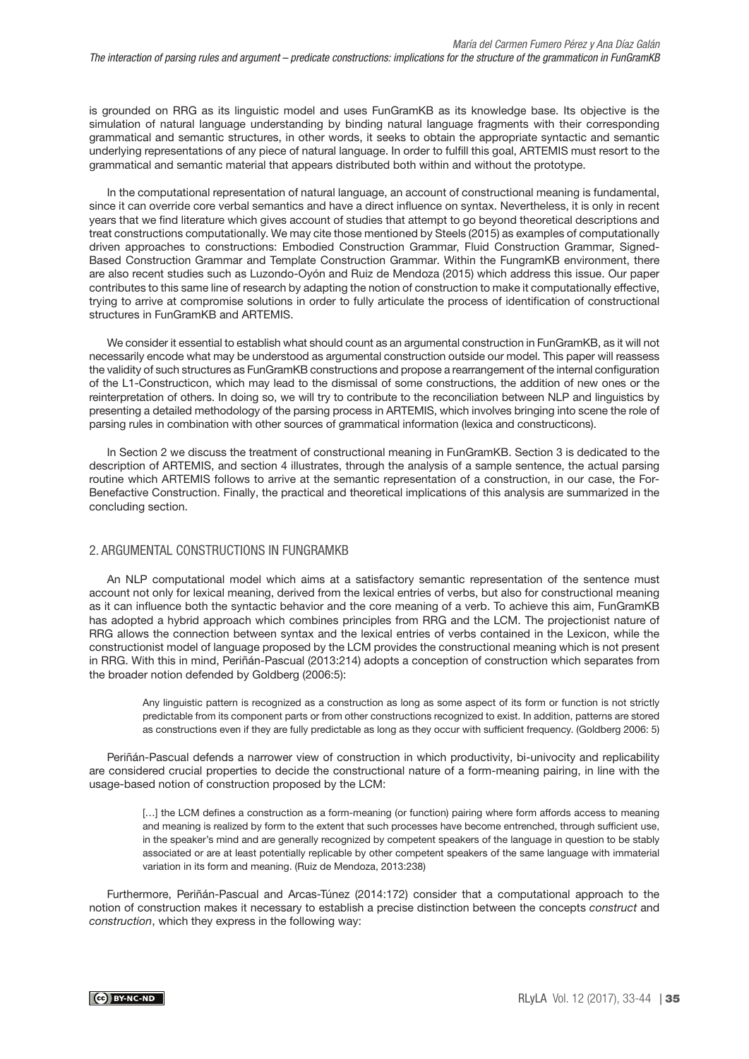is grounded on RRG as its linguistic model and uses FunGramKB as its knowledge base. Its objective is the simulation of natural language understanding by binding natural language fragments with their corresponding grammatical and semantic structures, in other words, it seeks to obtain the appropriate syntactic and semantic underlying representations of any piece of natural language. In order to fulfill this goal, ARTEMIS must resort to the grammatical and semantic material that appears distributed both within and without the prototype.

In the computational representation of natural language, an account of constructional meaning is fundamental, since it can override core verbal semantics and have a direct influence on syntax. Nevertheless, it is only in recent years that we find literature which gives account of studies that attempt to go beyond theoretical descriptions and treat constructions computationally. We may cite those mentioned by Steels (2015) as examples of computationally driven approaches to constructions: Embodied Construction Grammar, Fluid Construction Grammar, Signed-Based Construction Grammar and Template Construction Grammar. Within the FungramKB environment, there are also recent studies such as Luzondo-Oyón and Ruiz de Mendoza (2015) which address this issue. Our paper contributes to this same line of research by adapting the notion of construction to make it computationally effective, trying to arrive at compromise solutions in order to fully articulate the process of identification of constructional structures in FunGramKB and ARTEMIS.

We consider it essential to establish what should count as an argumental construction in FunGramKB, as it will not necessarily encode what may be understood as argumental construction outside our model. This paper will reassess the validity of such structures as FunGramKB constructions and propose a rearrangement of the internal configuration of the L1-Constructicon, which may lead to the dismissal of some constructions, the addition of new ones or the reinterpretation of others. In doing so, we will try to contribute to the reconciliation between NLP and linguistics by presenting a detailed methodology of the parsing process in ARTEMIS, which involves bringing into scene the role of parsing rules in combination with other sources of grammatical information (lexica and constructicons).

In Section 2 we discuss the treatment of constructional meaning in FunGramKB. Section 3 is dedicated to the description of ARTEMIS, and section 4 illustrates, through the analysis of a sample sentence, the actual parsing routine which ARTEMIS follows to arrive at the semantic representation of a construction, in our case, the For-Benefactive Construction. Finally, the practical and theoretical implications of this analysis are summarized in the concluding section.

## 2. ARGUMENTAL CONSTRUCTIONS IN FUNGRAMKB

An NLP computational model which aims at a satisfactory semantic representation of the sentence must account not only for lexical meaning, derived from the lexical entries of verbs, but also for constructional meaning as it can influence both the syntactic behavior and the core meaning of a verb. To achieve this aim, FunGramKB has adopted a hybrid approach which combines principles from RRG and the LCM. The projectionist nature of RRG allows the connection between syntax and the lexical entries of verbs contained in the Lexicon, while the constructionist model of language proposed by the LCM provides the constructional meaning which is not present in RRG. With this in mind, Periñán-Pascual (2013:214) adopts a conception of construction which separates from the broader notion defended by Goldberg (2006:5):

> Any linguistic pattern is recognized as a construction as long as some aspect of its form or function is not strictly predictable from its component parts or from other constructions recognized to exist. In addition, patterns are stored as constructions even if they are fully predictable as long as they occur with sufficient frequency. (Goldberg 2006: 5)

Periñán-Pascual defends a narrower view of construction in which productivity, bi-univocity and replicability are considered crucial properties to decide the constructional nature of a form-meaning pairing, in line with the usage-based notion of construction proposed by the LCM:

> […] the LCM defines a construction as a form-meaning (or function) pairing where form affords access to meaning and meaning is realized by form to the extent that such processes have become entrenched, through sufficient use, in the speaker's mind and are generally recognized by competent speakers of the language in question to be stably associated or are at least potentially replicable by other competent speakers of the same language with immaterial variation in its form and meaning. (Ruiz de Mendoza, 2013:238)

Furthermore, Periñán-Pascual and Arcas-Túnez (2014:172) consider that a computational approach to the notion of construction makes it necessary to establish a precise distinction between the concepts *construct* and *construction*, which they express in the following way: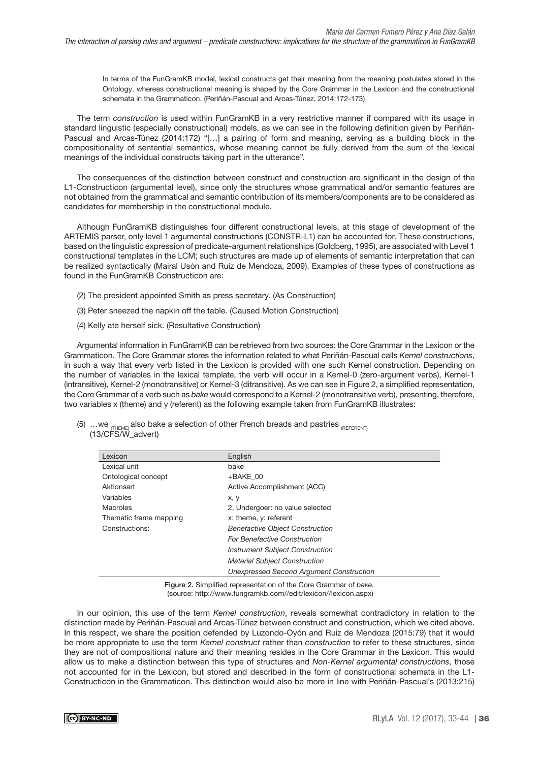In terms of the FunGramKB model, lexical constructs get their meaning from the meaning postulates stored in the Ontology, whereas constructional meaning is shaped by the Core Grammar in the Lexicon and the constructional schemata in the Grammaticon. (Periñán-Pascual and Arcas-Túnez, 2014:172-173)

The term *construction* is used within FunGramKB in a very restrictive manner if compared with its usage in standard linguistic (especially constructional) models, as we can see in the following definition given by Periñán-Pascual and Arcas-Túnez (2014:172) "[…] a pairing of form and meaning, serving as a building block in the compositionality of sentential semantics, whose meaning cannot be fully derived from the sum of the lexical meanings of the individual constructs taking part in the utterance".

The consequences of the distinction between construct and construction are significant in the design of the L1-Constructicon (argumental level), since only the structures whose grammatical and/or semantic features are not obtained from the grammatical and semantic contribution of its members/components are to be considered as candidates for membership in the constructional module.

Although FunGramKB distinguishes four different constructional levels, at this stage of development of the ARTEMIS parser, only level 1 argumental constructions (CONSTR-L1) can be accounted for. These constructions, based on the linguistic expression of predicate-argument relationships (Goldberg, 1995), are associated with Level 1 constructional templates in the LCM; such structures are made up of elements of semantic interpretation that can be realized syntactically (Mairal Usón and Ruiz de Mendoza, 2009). Examples of these types of constructions as found in the FunGramKB Constructicon are:

(2) The president appointed Smith as press secretary. (As Construction)

(3) Peter sneezed the napkin off the table. (Caused Motion Construction)

(4) Kelly ate herself sick. (Resultative Construction)

Argumental information in FunGramKB can be retrieved from two sources: the Core Grammar in the Lexicon or the Grammaticon. The Core Grammar stores the information related to what Periñán-Pascual calls *Kernel constructions*, in such a way that every verb listed in the Lexicon is provided with one such Kernel construction. Depending on the number of variables in the lexical template, the verb will occur in a Kernel-0 (zero-argument verbs), Kernel-1 (intransitive), Kernel-2 (monotransitive) or Kernel-3 (ditransitive). As we can see in Figure 2, a simplified representation, the Core Grammar of a verb such as *bake* would correspond to a Kernel-2 (monotransitive verb), presenting, therefore, two variables x (theme) and y (referent) as the following example taken from FunGramKB illustrates:

(5) …we $_{\text{(THEME)}}$ also bake a selection of other French breads and pastries $_{\text{(REFERENT)}}$ (13/CFS/W_advert)

| Lexicon | English |
|---|---|
| Lexical unit | bake |
| Ontological concept | +BAKE_00 |
| Aktionsart | Active Accomplishment (ACC) |
| Variables | x, y |
| Macroles | 2, Undergoer: no value selected |
| Thematic frame mapping | x: theme, y: referent |
| Constructions: | *Benefactive Object Construction* |
| | *For Benefactive Construction* |
| | *Instrument Subject Construction* |
| | *Material Subject Construction* |
| | *Unexpressed Second Argument Construction* |

Figure 2. Simplified representation of the Core Grammar of *bake.*
(source: http://www.fungramkb.com//edit/lexicon//lexicon.aspx)

In our opinion, this use of the term *Kernel construction*, reveals somewhat contradictory in relation to the distinction made by Periñán-Pascual and Arcas-Túnez between construct and construction, which we cited above. In this respect, we share the position defended by Luzondo-Oyón and Ruiz de Mendoza (2015:79) that it would be more appropriate to use the term *Kernel construct* rather than *construction* to refer to these structures, since they are not of compositional nature and their meaning resides in the Core Grammar in the Lexicon. This would allow us to make a distinction between this type of structures and *Non-Kernel argumental constructions*, those not accounted for in the Lexicon, but stored and described in the form of constructional schemata in the L1-Constructicon in the Grammaticon. This distinction would also be more in line with Periñán-Pascual's (2013:215)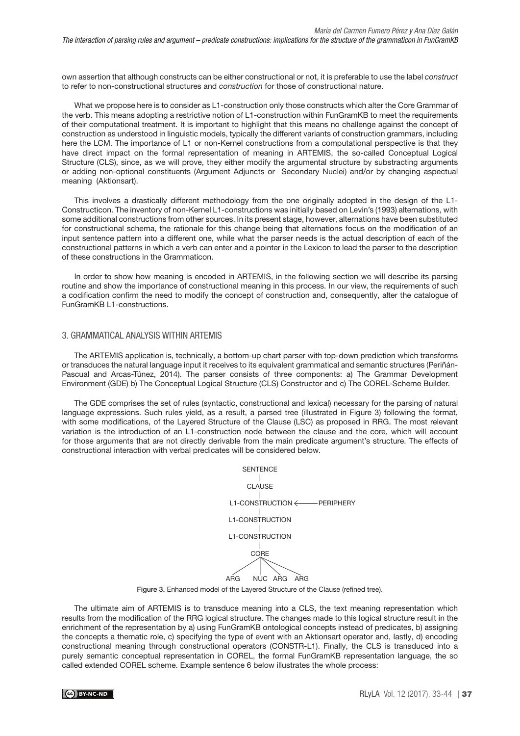own assertion that although constructs can be either constructional or not, it is preferable to use the label *construct* to refer to non-constructional structures and *construction* for those of constructional nature.

What we propose here is to consider as L1-construction only those constructs which alter the Core Grammar of the verb. This means adopting a restrictive notion of L1-construction within FunGramKB to meet the requirements of their computational treatment. It is important to highlight that this means no challenge against the concept of construction as understood in linguistic models, typically the different variants of construction grammars, including here the LCM. The importance of L1 or non-Kernel constructions from a computational perspective is that they have direct impact on the formal representation of meaning in ARTEMIS, the so-called Conceptual Logical Structure (CLS), since, as we will prove, they either modify the argumental structure by substracting arguments or adding non-optional constituents (Argument Adjuncts or Secondary Nuclei) and/or by changing aspectual meaning (Aktionsart).

This involves a drastically different methodology from the one originally adopted in the design of the L1-Constructicon. The inventory of non-Kernel L1-constructions was initially based on Levin's (1993) alternations, with some additional constructions from other sources. In its present stage, however, alternations have been substituted for constructional schema, the rationale for this change being that alternations focus on the modification of an input sentence pattern into a different one, while what the parser needs is the actual description of each of the constructional patterns in which a verb can enter and a pointer in the Lexicon to lead the parser to the description of these constructions in the Grammaticon.

In order to show how meaning is encoded in ARTEMIS, in the following section we will describe its parsing routine and show the importance of constructional meaning in this process. In our view, the requirements of such a codification confirm the need to modify the concept of construction and, consequently, alter the catalogue of FunGramKB L1-constructions.

## 3. GRAMMATICAL ANALYSIS WITHIN ARTEMIS

The ARTEMIS application is, technically, a bottom-up chart parser with top-down prediction which transforms or transduces the natural language input it receives to its equivalent grammatical and semantic structures (Periñán-Pascual and Arcas-Túnez, 2014). The parser consists of three components: a) The Grammar Development Environment (GDE) b) The Conceptual Logical Structure (CLS) Constructor and c) The COREL-Scheme Builder.

The GDE comprises the set of rules (syntactic, constructional and lexical) necessary for the parsing of natural language expressions. Such rules yield, as a result, a parsed tree (illustrated in Figure 3) following the format, with some modifications, of the Layered Structure of the Clause (LSC) as proposed in RRG. The most relevant variation is the introduction of an L1-construction node between the clause and the core, which will account for those arguments that are not directly derivable from the main predicate argument's structure. The effects of constructional interaction with verbal predicates will be considered below.

```
            SENTENCE
               |
             CLAUSE
               |
        L1-CONSTRUCTION <—— PERIPHERY
               |
        L1-CONSTRUCTION
               |
        L1-CONSTRUCTION
               |
              CORE
         /    |    \    \
       ARG   NUC   ARG   ARG
```

**Figure 3.** Enhanced model of the Layered Structure of the Clause (refined tree).

The ultimate aim of ARTEMIS is to transduce meaning into a CLS, the text meaning representation which results from the modification of the RRG logical structure. The changes made to this logical structure result in the enrichment of the representation by a) using FunGramKB ontological concepts instead of predicates, b) assigning the concepts a thematic role, c) specifying the type of event with an Aktionsart operator and, lastly, d) encoding constructional meaning through constructional operators (CONSTR-L1). Finally, the CLS is transduced into a purely semantic conceptual representation in COREL, the formal FunGramKB representation language, the so called extended COREL scheme. Example sentence 6 below illustrates the whole process: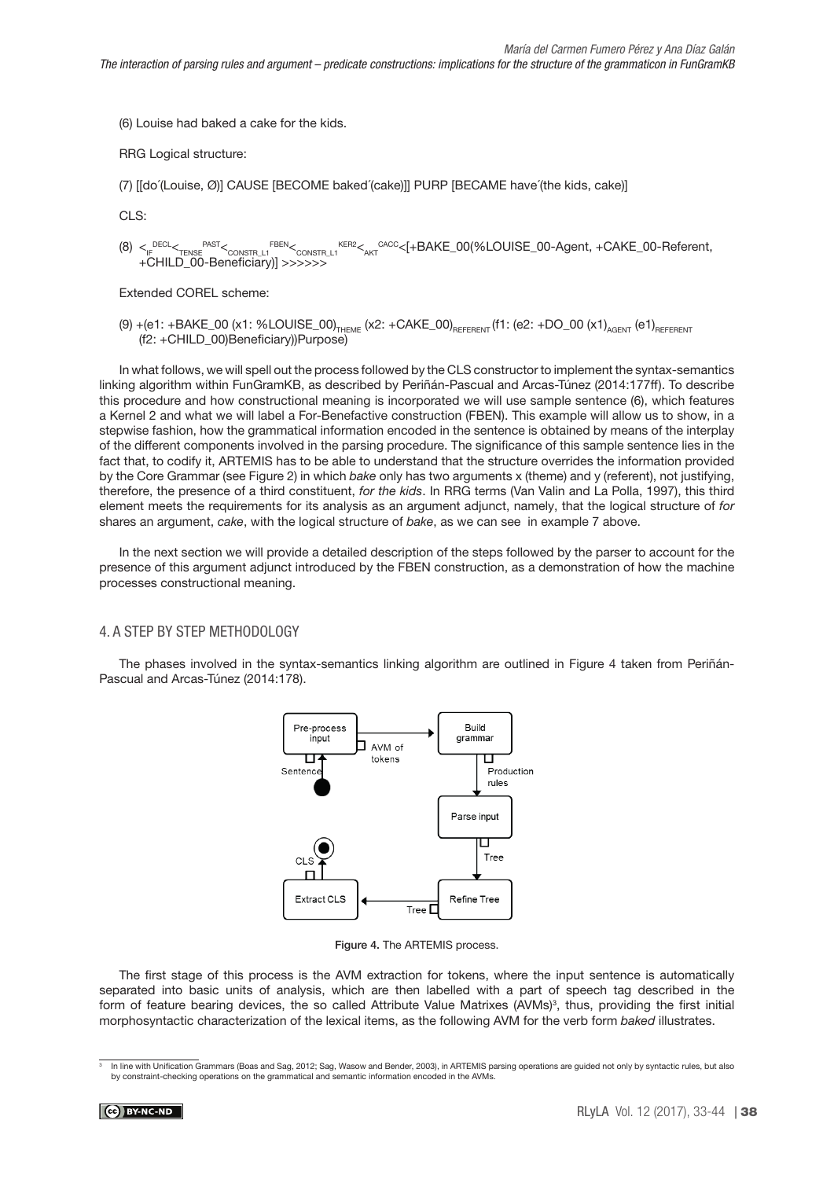(6) Louise had baked a cake for the kids.

RRG Logical structure:

(7) [[do´(Louise, Ø)] CAUSE [BECOME baked´(cake)]] PURP [BECAME have´(the kids, cake)]

CLS:

(8) $<_{IF}^{DECL}<_{TENSE}^{PAST}<_{CONSTR\_L1}^{FBEN}<_{CONSTR\_L1}^{KER2}<_{AKT}^{CACC}$<[+BAKE_00(%LOUISE_00-Agent, +CAKE_00-Referent, +CHILD_00-Beneficiary)] >>>>>>

Extended COREL scheme:

(9) +(e1: +BAKE_00 (x1: %LOUISE_00)$_{THEME}$ (x2: +CAKE_00)$_{REFERENT}$ (f1: (e2: +DO_00 (x1)$_{AGENT}$ (e1)$_{REFERENT}$ (f2: +CHILD_00)Beneficiary))Purpose)

In what follows, we will spell out the process followed by the CLS constructor to implement the syntax-semantics linking algorithm within FunGramKB, as described by Periñán-Pascual and Arcas-Túnez (2014:177ff). To describe this procedure and how constructional meaning is incorporated we will use sample sentence (6), which features a Kernel 2 and what we will label a For-Benefactive construction (FBEN). This example will allow us to show, in a stepwise fashion, how the grammatical information encoded in the sentence is obtained by means of the interplay of the different components involved in the parsing procedure. The significance of this sample sentence lies in the fact that, to codify it, ARTEMIS has to be able to understand that the structure overrides the information provided by the Core Grammar (see Figure 2) in which *bake* only has two arguments x (theme) and y (referent), not justifying, therefore, the presence of a third constituent, *for the kids*. In RRG terms (Van Valin and La Polla, 1997), this third element meets the requirements for its analysis as an argument adjunct, namely, that the logical structure of *for* shares an argument, *cake*, with the logical structure of *bake*, as we can see in example 7 above.

In the next section we will provide a detailed description of the steps followed by the parser to account for the presence of this argument adjunct introduced by the FBEN construction, as a demonstration of how the machine processes constructional meaning.

## 4. A STEP BY STEP METHODOLOGY

The phases involved in the syntax-semantics linking algorithm are outlined in Figure 4 taken from Periñán-Pascual and Arcas-Túnez (2014:178).

Figure 4. The ARTEMIS process.

The first stage of this process is the AVM extraction for tokens, where the input sentence is automatically separated into basic units of analysis, which are then labelled with a part of speech tag described in the form of feature bearing devices, the so called Attribute Value Matrixes (AVMs)[3], thus, providing the first initial morphosyntactic characterization of the lexical items, as the following AVM for the verb form *baked* illustrates.

[3] In line with Unification Grammars (Boas and Sag, 2012; Sag, Wasow and Bender, 2003), in ARTEMIS parsing operations are guided not only by syntactic rules, but also by constraint-checking operations on the grammatical and semantic information encoded in the AVMs.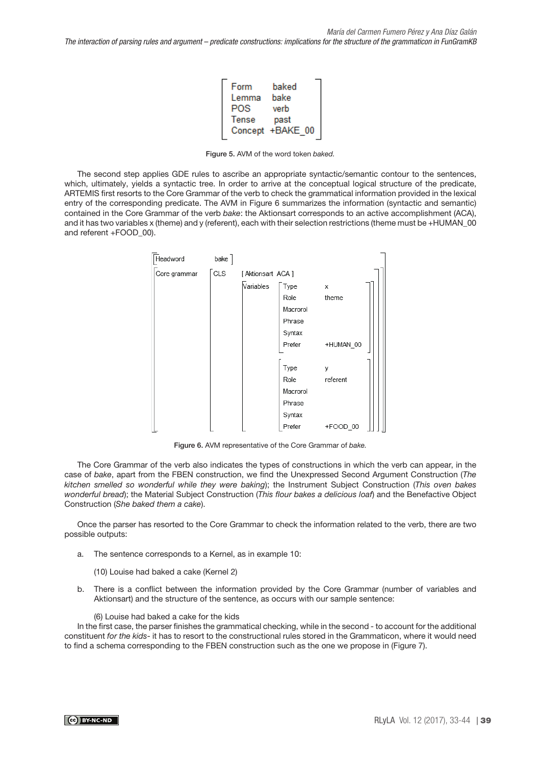| Form | baked |
| --- | --- |
| Lemma | bake |
| POS | verb |
| Tense | past |
| Concept | +BAKE_00 |

**Figure 5.** AVM of the word token *baked.*

The second step applies GDE rules to ascribe an appropriate syntactic/semantic contour to the sentences, which, ultimately, yields a syntactic tree. In order to arrive at the conceptual logical structure of the predicate, ARTEMIS first resorts to the Core Grammar of the verb to check the grammatical information provided in the lexical entry of the corresponding predicate. The AVM in Figure 6 summarizes the information (syntactic and semantic) contained in the Core Grammar of the verb *bake*: the Aktionsart corresponds to an active accomplishment (ACA), and it has two variables x (theme) and y (referent), each with their selection restrictions (theme must be +HUMAN_00 and referent +FOOD_00).

| Headword | bake | | | |
| --- | --- | --- | --- | --- |
| Core grammar | CLS | [ Aktionsart ACA ] | | |
| | | Variables | Type | x |
| | | | Role | theme |
| | | | Macrorol | |
| | | | Phrase | |
| | | | Syntax | |
| | | | Prefer | +HUMAN_00 |
| | | | Type | y |
| | | | Role | referent |
| | | | Macrorol | |
| | | | Phrase | |
| | | | Syntax | |
| | | | Prefer | +FOOD_00 |

**Figure 6.** AVM representative of the Core Grammar of *bake.*

The Core Grammar of the verb also indicates the types of constructions in which the verb can appear, in the case of *bake*, apart from the FBEN construction, we find the Unexpressed Second Argument Construction (*The kitchen smelled so wonderful while they were baking*); the Instrument Subject Construction (*This oven bakes wonderful bread*); the Material Subject Construction (*This flour bakes a delicious loaf*) and the Benefactive Object Construction (*She baked them a cake*).

Once the parser has resorted to the Core Grammar to check the information related to the verb, there are two possible outputs:

a. The sentence corresponds to a Kernel, as in example 10:

   (10) Louise had baked a cake (Kernel 2)

b. There is a conflict between the information provided by the Core Grammar (number of variables and Aktionsart) and the structure of the sentence, as occurs with our sample sentence:

   (6) Louise had baked a cake for the kids

In the first case, the parser finishes the grammatical checking, while in the second - to account for the additional constituent *for the kids*- it has to resort to the constructional rules stored in the Grammaticon, where it would need to find a schema corresponding to the FBEN construction such as the one we propose in (Figure 7).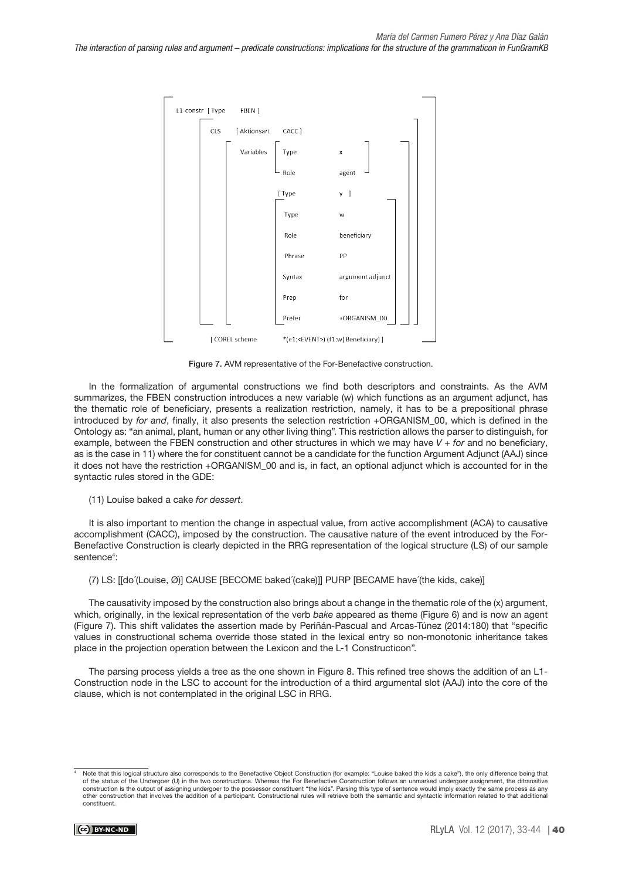L1-constr [Type FBEN]

| | | | |
|---|---|---|---|
| CLS | [Aktionsart | CACC] | |
| | Variables | Type | x |
| | | Role | agent |
| | | [Type | y ] |
| | | Type | w |
| | | Role | beneficiary |
| | | Phrase | PP |
| | | Syntax | argument adjunct |
| | | Prep | for |
| | | Prefer | +ORGANISM_00 |

[COREL scheme *(e1:<EVENT>) (f1:w) Beneficiary) ]

Figure 7. AVM representative of the For-Benefactive construction.

In the formalization of argumental constructions we find both descriptors and constraints. As the AVM summarizes, the FBEN construction introduces a new variable (w) which functions as an argument adjunct, has the thematic role of beneficiary, presents a realization restriction, namely, it has to be a prepositional phrase introduced by *for and*, finally, it also presents the selection restriction +ORGANISM_00, which is defined in the Ontology as: "an animal, plant, human or any other living thing". This restriction allows the parser to distinguish, for example, between the FBEN construction and other structures in which we may have *V + for* and no beneficiary, as is the case in 11) where the for constituent cannot be a candidate for the function Argument Adjunct (AAJ) since it does not have the restriction +ORGANISM_00 and is, in fact, an optional adjunct which is accounted for in the syntactic rules stored in the GDE:

(11) Louise baked a cake *for dessert*.

It is also important to mention the change in aspectual value, from active accomplishment (ACA) to causative accomplishment (CACC), imposed by the construction. The causative nature of the event introduced by the For-Benefactive Construction is clearly depicted in the RRG representation of the logical structure (LS) of our sample sentence[4]:

(7) LS: [[do´(Louise, Ø)] CAUSE [BECOME baked´(cake)]] PURP [BECAME have´(the kids, cake)]

The causativity imposed by the construction also brings about a change in the thematic role of the (x) argument, which, originally, in the lexical representation of the verb *bake* appeared as theme (Figure 6) and is now an agent (Figure 7). This shift validates the assertion made by Periñán-Pascual and Arcas-Túnez (2014:180) that "specific values in constructional schema override those stated in the lexical entry so non-monotonic inheritance takes place in the projection operation between the Lexicon and the L-1 Constructicon".

The parsing process yields a tree as the one shown in Figure 8. This refined tree shows the addition of an L1-Construction node in the LSC to account for the introduction of a third argumental slot (AAJ) into the core of the clause, which is not contemplated in the original LSC in RRG.

---

[4] Note that this logical structure also corresponds to the Benefactive Object Construction (for example: "Louise baked the kids a cake"), the only difference being that of the status of the Undergoer (U) in the two constructions. Whereas the For Benefactive Construction follows an unmarked undergoer assignment, the ditransitive construction is the output of assigning undergoer to the possessor constituent "the kids". Parsing this type of sentence would imply exactly the same process as any other construction that involves the addition of a participant. Constructional rules will retrieve both the semantic and syntactic information related to that additional constituent.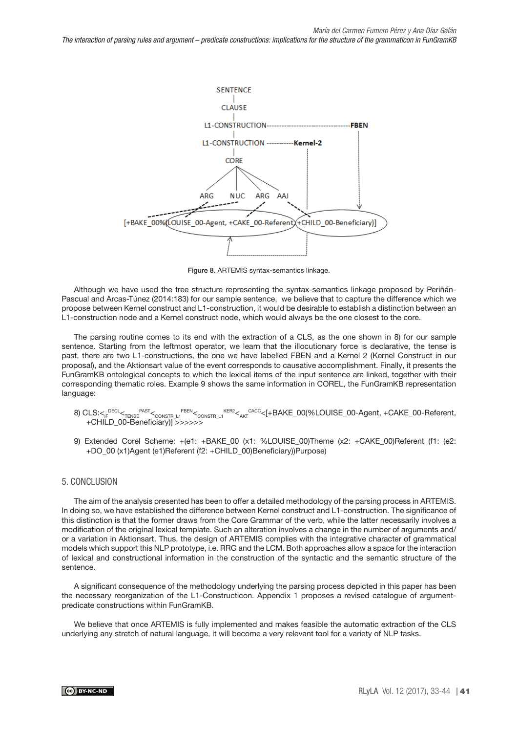Figure 8. ARTEMIS syntax-semantics linkage.

Although we have used the tree structure representing the syntax-semantics linkage proposed by Periñán-Pascual and Arcas-Túnez (2014:183) for our sample sentence, we believe that to capture the difference which we propose between Kernel construct and L1-construction, it would be desirable to establish a distinction between an L1-construction node and a Kernel construct node, which would always be the one closest to the core.

The parsing routine comes to its end with the extraction of a CLS, as the one shown in 8) for our sample sentence. Starting from the leftmost operator, we learn that the illocutionary force is declarative, the tense is past, there are two L1-constructions, the one we have labelled FBEN and a Kernel 2 (Kernel Construct in our proposal), and the Aktionsart value of the event corresponds to causative accomplishment. Finally, it presents the FunGramKB ontological concepts to which the lexical items of the input sentence are linked, together with their corresponding thematic roles. Example 9 shows the same information in COREL, the FunGramKB representation language:

8) CLS:$<_{IF}^{DECL}<_{TENSE}^{PAST}<_{CONSTR\_L1}^{FBEN}<_{CONSTR\_L1}^{KER2}<_{AKT}^{CACC}$<[+BAKE_00(%LOUISE_00-Agent, +CAKE_00-Referent, +CHILD_00-Beneficiary)] >>>>>>

9) Extended Corel Scheme: +(e1: +BAKE_00 (x1: %LOUISE_00)Theme (x2: +CAKE_00)Referent (f1: (e2: +DO_00 (x1)Agent (e1)Referent (f2: +CHILD_00)Beneficiary))Purpose)

## 5. CONCLUSION

The aim of the analysis presented has been to offer a detailed methodology of the parsing process in ARTEMIS. In doing so, we have established the difference between Kernel construct and L1-construction. The significance of this distinction is that the former draws from the Core Grammar of the verb, while the latter necessarily involves a modification of the original lexical template. Such an alteration involves a change in the number of arguments and/or a variation in Aktionsart. Thus, the design of ARTEMIS complies with the integrative character of grammatical models which support this NLP prototype, i.e. RRG and the LCM. Both approaches allow a space for the interaction of lexical and constructional information in the construction of the syntactic and the semantic structure of the sentence.

A significant consequence of the methodology underlying the parsing process depicted in this paper has been the necessary reorganization of the L1-Constructicon. Appendix 1 proposes a revised catalogue of argument-predicate constructions within FunGramKB.

We believe that once ARTEMIS is fully implemented and makes feasible the automatic extraction of the CLS underlying any stretch of natural language, it will become a very relevant tool for a variety of NLP tasks.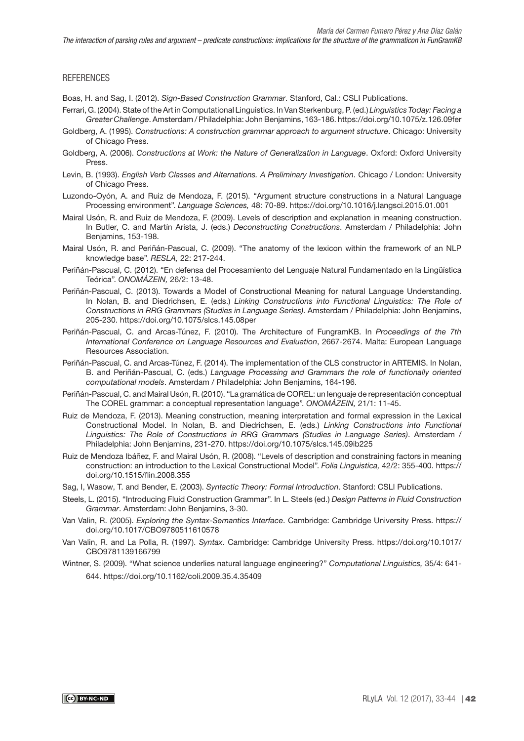## REFERENCES

Boas, H. and Sag, I. (2012). *Sign-Based Construction Grammar*. Stanford, Cal.: CSLI Publications.

Ferrari, G. (2004). State of the Art in Computational Linguistics. In Van Sterkenburg, P. (ed.) *Linguistics Today: Facing a Greater Challenge*. Amsterdam / Philadelphia: John Benjamins, 163-186. https://doi.org/10.1075/z.126.09fer

Goldberg, A. (1995). *Constructions: A construction grammar approach to argument structure*. Chicago: University of Chicago Press.

Goldberg, A. (2006). *Constructions at Work: the Nature of Generalization in Language*. Oxford: Oxford University Press.

Levin, B. (1993). *English Verb Classes and Alternations. A Preliminary Investigation*. Chicago / London: University of Chicago Press.

Luzondo-Oyón, A. and Ruiz de Mendoza, F. (2015). "Argument structure constructions in a Natural Language Processing environment". *Language Sciences,* 48: 70-89. https://doi.org/10.1016/j.langsci.2015.01.001

Mairal Usón, R. and Ruiz de Mendoza, F. (2009). Levels of description and explanation in meaning construction. In Butler, C. and Martín Arista, J. (eds.) *Deconstructing Constructions*. Amsterdam / Philadelphia: John Benjamins, 153-198.

Mairal Usón, R. and Periñán-Pascual, C. (2009). "The anatomy of the lexicon within the framework of an NLP knowledge base". *RESLA,* 22: 217-244.

Periñán-Pascual, C. (2012). "En defensa del Procesamiento del Lenguaje Natural Fundamentado en la Lingüística Teórica". *ONOMÁZEIN,* 26/2: 13-48.

Periñán-Pascual, C. (2013). Towards a Model of Constructional Meaning for natural Language Understanding. In Nolan, B. and Diedrichsen, E. (eds.) *Linking Constructions into Functional Linguistics: The Role of Constructions in RRG Grammars (Studies in Language Series)*. Amsterdam / Philadelphia: John Benjamins, 205-230. https://doi.org/10.1075/slcs.145.08per

Periñán-Pascual, C. and Arcas-Túnez, F. (2010). The Architecture of FungramKB. In *Proceedings of the 7th International Conference on Language Resources and Evaluation*, 2667-2674. Malta: European Language Resources Association.

Periñán-Pascual, C. and Arcas-Túnez, F. (2014). The implementation of the CLS constructor in ARTEMIS. In Nolan, B. and Periñán-Pascual, C. (eds.) *Language Processing and Grammars the role of functionally oriented computational models*. Amsterdam / Philadelphia: John Benjamins, 164-196.

Periñán-Pascual, C. and Mairal Usón, R. (2010). "La gramática de COREL: un lenguaje de representación conceptual The COREL grammar: a conceptual representation language". *ONOMÁZEIN,* 21/1: 11-45.

Ruiz de Mendoza, F. (2013). Meaning construction, meaning interpretation and formal expression in the Lexical Constructional Model. In Nolan, B. and Diedrichsen, E. (eds.) *Linking Constructions into Functional Linguistics: The Role of Constructions in RRG Grammars (Studies in Language Series)*. Amsterdam / Philadelphia: John Benjamins, 231-270. https://doi.org/10.1075/slcs.145.09ib225

Ruiz de Mendoza Ibáñez, F. and Mairal Usón, R. (2008). "Levels of description and constraining factors in meaning construction: an introduction to the Lexical Constructional Model". *Folia Linguistica,* 42/2: 355-400. https://doi.org/10.1515/flin.2008.355

Sag, I, Wasow, T. and Bender, E. (2003). *Syntactic Theory: Formal Introduction*. Stanford: CSLI Publications.

Steels, L. (2015). "Introducing Fluid Construction Grammar". In L. Steels (ed.) *Design Patterns in Fluid Construction Grammar*. Amsterdam: John Benjamins, 3-30.

Van Valin, R. (2005). *Exploring the Syntax-Semantics Interface*. Cambridge: Cambridge University Press. https://doi.org/10.1017/CBO9780511610578

Van Valin, R. and La Polla, R. (1997). *Syntax*. Cambridge: Cambridge University Press. https://doi.org/10.1017/CBO9781139166799

Wintner, S. (2009). "What science underlies natural language engineering?" *Computational Linguistics,* 35/4: 641-644. https://doi.org/10.1162/coli.2009.35.4.35409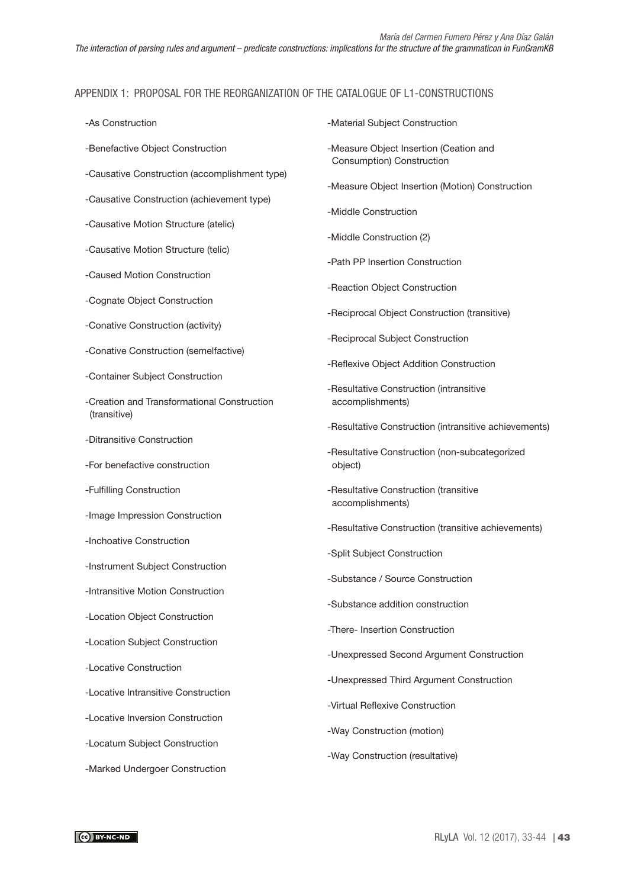## APPENDIX 1: PROPOSAL FOR THE REORGANIZATION OF THE CATALOGUE OF L1-CONSTRUCTIONS

-As Construction

-Benefactive Object Construction

-Causative Construction (accomplishment type)

-Causative Construction (achievement type)

-Causative Motion Structure (atelic)

-Causative Motion Structure (telic)

-Caused Motion Construction

-Cognate Object Construction

-Conative Construction (activity)

-Conative Construction (semelfactive)

-Container Subject Construction

-Creation and Transformational Construction (transitive)

-Ditransitive Construction

-For benefactive construction

-Fulfilling Construction

-Image Impression Construction

-Inchoative Construction

-Instrument Subject Construction

-Intransitive Motion Construction

-Location Object Construction

-Location Subject Construction

-Locative Construction

-Locative Intransitive Construction

-Locative Inversion Construction

-Locatum Subject Construction

-Marked Undergoer Construction

-Material Subject Construction

-Measure Object Insertion (Ceation and Consumption) Construction

-Measure Object Insertion (Motion) Construction

-Middle Construction

-Middle Construction (2)

-Path PP Insertion Construction

-Reaction Object Construction

-Reciprocal Object Construction (transitive)

-Reciprocal Subject Construction

-Reflexive Object Addition Construction

-Resultative Construction (intransitive accomplishments)

-Resultative Construction (intransitive achievements)

-Resultative Construction (non-subcategorized object)

-Resultative Construction (transitive accomplishments)

-Resultative Construction (transitive achievements)

-Split Subject Construction

-Substance / Source Construction

-Substance addition construction

-There- Insertion Construction

-Unexpressed Second Argument Construction

-Unexpressed Third Argument Construction

-Virtual Reflexive Construction

-Way Construction (motion)

-Way Construction (resultative)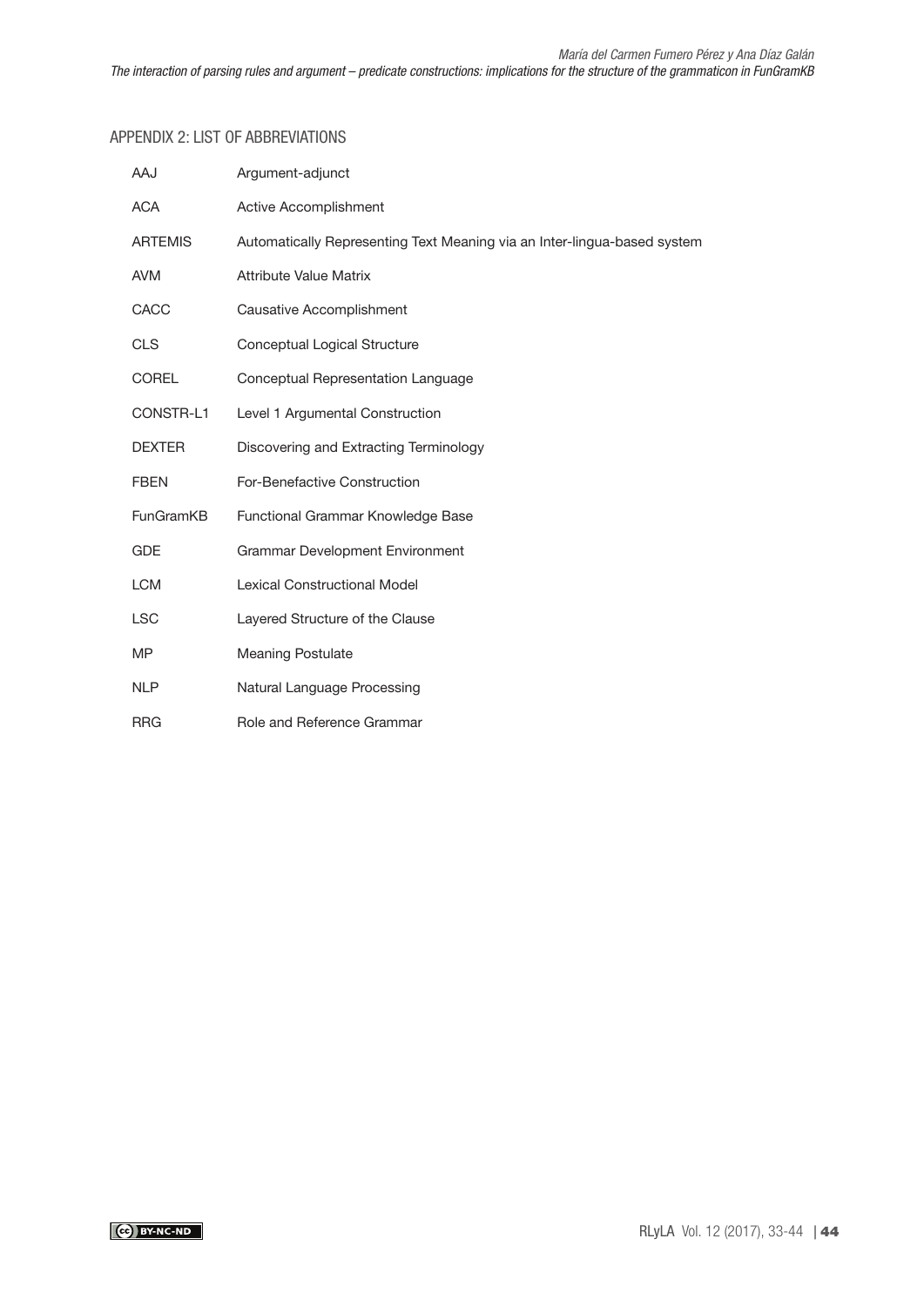## APPENDIX 2: LIST OF ABBREVIATIONS

| | |
|---|---|
| AAJ | Argument-adjunct |
| ACA | Active Accomplishment |
| ARTEMIS | Automatically Representing Text Meaning via an Inter-lingua-based system |
| AVM | Attribute Value Matrix |
| CACC | Causative Accomplishment |
| CLS | Conceptual Logical Structure |
| COREL | Conceptual Representation Language |
| CONSTR-L1 | Level 1 Argumental Construction |
| DEXTER | Discovering and Extracting Terminology |
| FBEN | For-Benefactive Construction |
| FunGramKB | Functional Grammar Knowledge Base |
| GDE | Grammar Development Environment |
| LCM | Lexical Constructional Model |
| LSC | Layered Structure of the Clause |
| MP | Meaning Postulate |
| NLP | Natural Language Processing |
| RRG | Role and Reference Grammar |